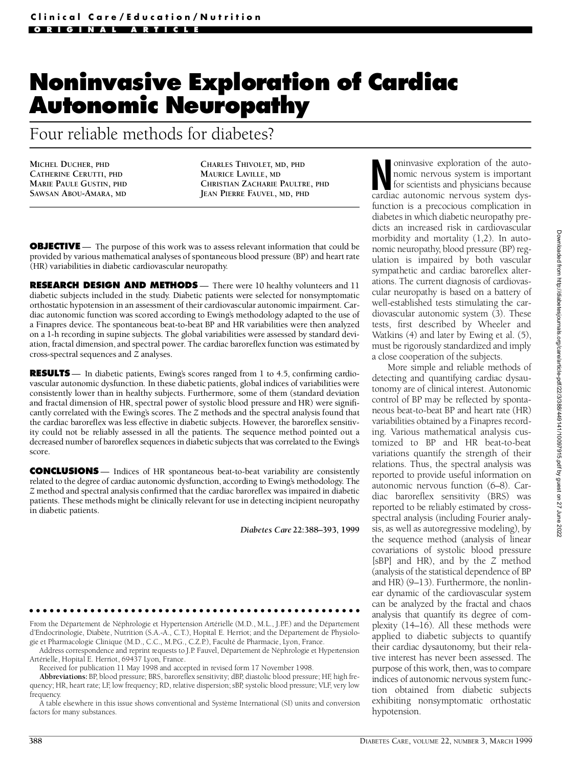# Noninvasive Exploration of Cardiac Autonomic Neuropathy

## Four reliable methods for diabetes?

MICHEL DUCHER, PHD
CATHERINE CERUTTI, PHD
MARIE PAULE GUSTIN, PHD
SAWSAN ABOU-AMARA, MD
CHARLES THIVOLET, MD, PHD
MAURICE LAVILLE, MD
CHRISTIAN ZACHARIE PAULTRE, PHD
JEAN PIERRE FAUVEL, MD, PHD

**OBJECTIVE** — The purpose of this work was to assess relevant information that could be provided by various mathematical analyses of spontaneous blood pressure (BP) and heart rate (HR) variabilities in diabetic cardiovascular neuropathy.

**RESEARCH DESIGN AND METHODS** — There were 10 healthy volunteers and 11 diabetic subjects included in the study. Diabetic patients were selected for nonsymptomatic orthostatic hypotension in an assessment of their cardiovascular autonomic impairment. Cardiac autonomic function was scored according to Ewing's methodology adapted to the use of a Finapres device. The spontaneous beat-to-beat BP and HR variabilities were then analyzed on a 1-h recording in supine subjects. The global variabilities were assessed by standard deviation, fractal dimension, and spectral power. The cardiac baroreflex function was estimated by cross-spectral sequences and *Z* analyses.

**RESULTS** — In diabetic patients, Ewing's scores ranged from 1 to 4.5, confirming cardiovascular autonomic dysfunction. In these diabetic patients, global indices of variabilities were consistently lower than in healthy subjects. Furthermore, some of them (standard deviation and fractal dimension of HR, spectral power of systolic blood pressure and HR) were significantly correlated with the Ewing's scores. The *Z* methods and the spectral analysis found that the cardiac baroreflex was less effective in diabetic subjects. However, the baroreflex sensitivity could not be reliably assessed in all the patients. The sequence method pointed out a decreased number of baroreflex sequences in diabetic subjects that was correlated to the Ewing's score.

**CONCLUSIONS** — Indices of HR spontaneous beat-to-beat variability are consistently related to the degree of cardiac autonomic dysfunction, according to Ewing's methodology. The *Z* method and spectral analysis confirmed that the cardiac baroreflex was impaired in diabetic patients. These methods might be clinically relevant for use in detecting incipient neuropathy in diabetic patients.

*Diabetes Care* **22**:388–393, 1999

Noninvasive exploration of the autonomic nervous system is important for scientists and physicians because cardiac autonomic nervous system dysfunction is a precocious complication in diabetes in which diabetic neuropathy predicts an increased risk in cardiovascular morbidity and mortality (1,2). In autonomic neuropathy, blood pressure (BP) regulation is impaired by both vascular sympathetic and cardiac baroreflex alterations. The current diagnosis of cardiovascular neuropathy is based on a battery of well-established tests stimulating the cardiovascular autonomic system (3). These tests, first described by Wheeler and Watkins (4) and later by Ewing et al. (5), must be rigorously standardized and imply a close cooperation of the subjects.

More simple and reliable methods of detecting and quantifying cardiac dysautonomy are of clinical interest. Autonomic control of BP may be reflected by spontaneous beat-to-beat BP and heart rate (HR) variabilities obtained by a Finapres recording. Various mathematical analysis customized to BP and HR beat-to-beat variations quantify the strength of their relations. Thus, the spectral analysis was reported to provide useful information on autonomic nervous function (6–8). Cardiac baroreflex sensitivity (BRS) was reported to be reliably estimated by cross-spectral analysis (including Fourier analysis, as well as autoregressive modeling), by the sequence method (analysis of linear covariations of systolic blood pressure [sBP] and HR), and by the *Z* method (analysis of the statistical dependence of BP and HR) (9–13). Furthermore, the nonlinear dynamic of the cardiovascular system can be analyzed by the fractal and chaos analysis that quantify its degree of complexity (14–16). All these methods were applied to diabetic subjects to quantify their cardiac dysautonomy, but their relative interest has never been assessed. The purpose of this work, then, was to compare indices of autonomic nervous system function obtained from diabetic subjects exhibiting nonsymptomatic orthostatic hypotension.

From the Département de Néphrologie et Hypertension Artérielle (M.D., M.L., J.P.F.) and the Département d'Endocrinologie, Diabète, Nutrition (S.A.-A., C.T.), Hopital E. Herriot; and the Département de Physiologie et Pharmacologie Clinique (M.D., C.C., M.P.G., C.Z.P.), Faculté de Pharmacie, Lyon, France.

Address correspondence and reprint requests to J.P. Fauvel, Département de Néphrologie et Hypertension Artérielle, Hopital E. Herriot, 69437 Lyon, France.

Received for publication 11 May 1998 and accepted in revised form 17 November 1998.

**Abbreviations:** BP, blood pressure; BRS, baroreflex sensitivity; dBP, diastolic blood pressure; HF, high frequency; HR, heart rate; LF, low frequency; RD, relative dispersion; sBP, systolic blood pressure; VLF, very low frequency.

A table elsewhere in this issue shows conventional and Système International (SI) units and conversion factors for many substances.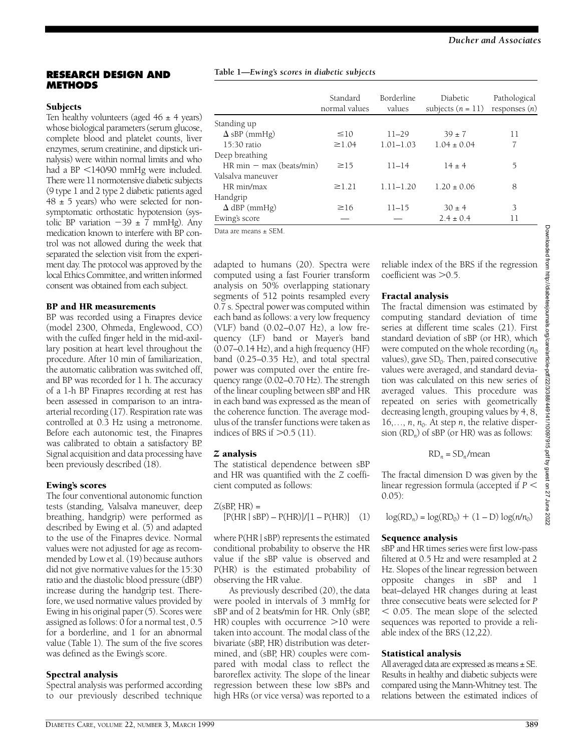## RESEARCH DESIGN AND METHODS

### Subjects

Ten healthy volunteers (aged 46 ± 4 years) whose biological parameters (serum glucose, complete blood and platelet counts, liver enzymes, serum creatinine, and dipstick urinalysis) were within normal limits and who had a BP <140/90 mmHg were included. There were 11 normotensive diabetic subjects (9 type 1 and 2 type 2 diabetic patients aged 48 ± 5 years) who were selected for non-symptomatic orthostatic hypotension (systolic BP variation −39 ± 7 mmHg). Any medication known to interfere with BP control was not allowed during the week that separated the selection visit from the experiment day. The protocol was approved by the local Ethics Committee, and written informed consent was obtained from each subject.

### BP and HR measurements

BP was recorded using a Finapres device (model 2300, Ohmeda, Englewood, CO) with the cuffed finger held in the mid-axillary position at heart level throughout the procedure. After 10 min of familiarization, the automatic calibration was switched off, and BP was recorded for 1 h. The accuracy of a 1-h BP Finapres recording at rest has been assessed in comparison to an intra-arterial recording (17). Respiration rate was controlled at 0.3 Hz using a metronome. Before each autonomic test, the Finapres was calibrated to obtain a satisfactory BP. Signal acquisition and data processing have been previously described (18).

### Ewing's scores

The four conventional autonomic function tests (standing, Valsalva maneuver, deep breathing, handgrip) were performed as described by Ewing et al. (5) and adapted to the use of the Finapres device. Normal values were not adjusted for age as recommended by Low et al. (19) because authors did not give normative values for the 15:30 ratio and the diastolic blood pressure (dBP) increase during the handgrip test. Therefore, we used normative values provided by Ewing in his original paper (5). Scores were assigned as follows: 0 for a normal test, 0.5 for a borderline, and 1 for an abnormal value (Table 1). The sum of the five scores was defined as the Ewing's score.

**Table 1—*Ewing's scores in diabetic subjects***

| | Standard normal values | Borderline values | Diabetic subjects ($n$ = 11) | Pathological responses ($n$) |
|---|---|---|---|---|
| Standing up | | | | |
| Δ sBP (mmHg) | ≤10 | 11–29 | 39 ± 7 | 11 |
| 15:30 ratio | ≥1.04 | 1.01–1.03 | 1.04 ± 0.04 | 7 |
| Deep breathing | | | | |
| HR min − max (beats/min) | ≥15 | 11–14 | 14 ± 4 | 5 |
| Valsalva maneuver | | | | |
| HR min/max | ≥1.21 | 1.11–1.20 | 1.20 ± 0.06 | 8 |
| Handgrip | | | | |
| Δ dBP (mmHg) | ≥16 | 11–15 | 30 ± 4 | 3 |
| Ewing's score | — | — | 2.4 ± 0.4 | 11 |

Data are means ± SEM.

### Spectral analysis

Spectral analysis was performed according to our previously described technique adapted to humans (20). Spectra were computed using a fast Fourier transform analysis on 50% overlapping stationary segments of 512 points resampled every 0.7 s. Spectral power was computed within each band as follows: a very low frequency (VLF) band (0.02–0.07 Hz), a low frequency (LF) band or Mayer's band (0.07–0.14 Hz), and a high frequency (HF) band (0.25–0.35 Hz), and total spectral power was computed over the entire frequency range (0.02–0.70 Hz). The strength of the linear coupling between sBP and HR in each band was expressed as the mean of the coherence function. The average modulus of the transfer functions were taken as indices of BRS if >0.5 (11).

### *Z* analysis

The statistical dependence between sBP and HR was quantified with the *Z* coefficient computed as follows:

$$Z(\text{sBP, HR}) = [P(\text{HR} \mid \text{sBP}) - P(\text{HR})]/[1 - P(\text{HR})] \quad (1)$$

where P(HR | sBP) represents the estimated conditional probability to observe the HR value if the sBP value is observed and P(HR) is the estimated probability of observing the HR value.

As previously described (20), the data were pooled in intervals of 3 mmHg for sBP and of 2 beats/min for HR. Only (sBP, HR) couples with occurrence >10 were taken into account. The modal class of the bivariate (sBP, HR) distribution was determined, and (sBP, HR) couples were compared with modal class to reflect the baroreflex activity. The slope of the linear regression between these low sBPs and high HRs (or vice versa) was reported to a reliable index of the BRS if the regression coefficient was >0.5.

### Fractal analysis

The fractal dimension was estimated by computing standard deviation of time series at different time scales (21). First standard deviation of sBP (or HR), which were computed on the whole recording ($n_0$ values), gave $SD_0$. Then, paired consecutive values were averaged, and standard deviation was calculated on this new series of averaged values. This procedure was repeated on series with geometrically decreasing length, grouping values by 4, 8, 16,…, $n$, $n_0$. At step $n$, the relative dispersion ($RD_n$) of sBP (or HR) was as follows:

$$RD_n = SD_n/\text{mean}$$

The fractal dimension D was given by the linear regression formula (accepted if $P$ < 0.05):

$$\log(RD_n) = \log(RD_0) + (1 - D)\log(n/n_0)$$

### Sequence analysis

sBP and HR times series were first low-pass filtered at 0.5 Hz and were resampled at 2 Hz. Slopes of the linear regression between opposite changes in sBP and 1 beat–delayed HR changes during at least three consecutive beats were selected for $P$ < 0.05. The mean slope of the selected sequences was reported to provide a reliable index of the BRS (12,22).

### Statistical analysis

All averaged data are expressed as means ± SE. Results in healthy and diabetic subjects were compared using the Mann-Whitney test. The relations between the estimated indices of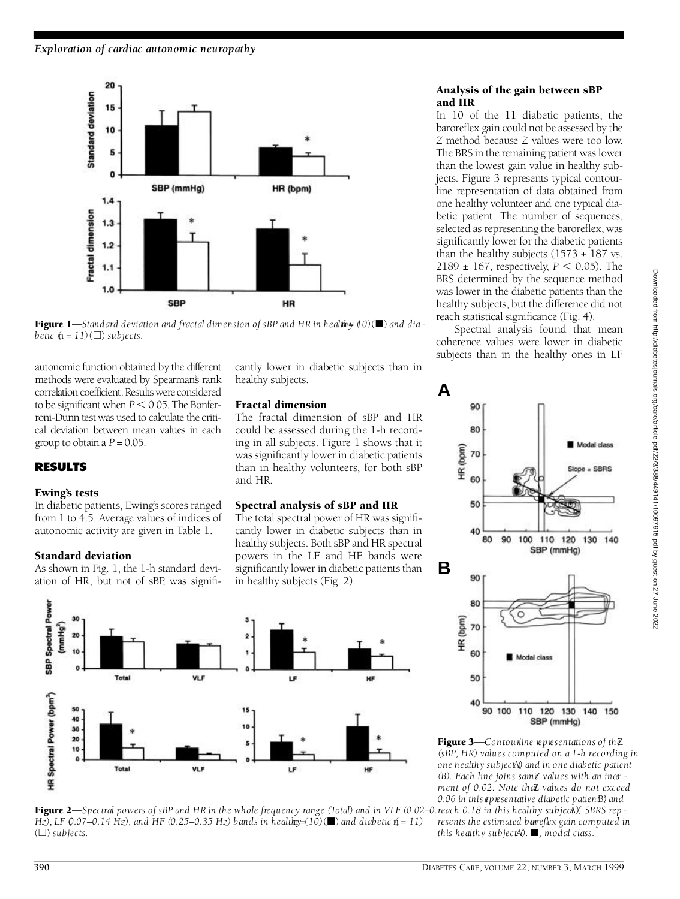autonomic function obtained by the different methods were evaluated by Spearman's rank correlation coefficient. Results were considered to be significant when $P < 0.05$. The Bonferroni-Dunn test was used to calculate the critical deviation between mean values in each group to obtain a $P = 0.05$.

## RESULTS

### Ewing's tests

In diabetic patients, Ewing's scores ranged from 1 to 4.5. Average values of indices of autonomic activity are given in Table 1.

### Standard deviation

As shown in Fig. 1, the 1-h standard deviation of HR, but not of sBP, was significantly lower in diabetic subjects than in healthy subjects.

**Figure 1**—*Standard deviation and fractal dimension of sBP and HR in healthy (n = 10) (■) and diabetic (n = 11) (□) subjects.*

### Fractal dimension

The fractal dimension of sBP and HR could be assessed during the 1-h recording in all subjects. Figure 1 shows that it was significantly lower in diabetic patients than in healthy volunteers, for both sBP and HR.

### Spectral analysis of sBP and HR

The total spectral power of HR was significantly lower in diabetic subjects than in healthy subjects. Both sBP and HR spectral powers in the LF and HF bands were significantly lower in diabetic patients than in healthy subjects (Fig. 2).

**Figure 2**—*Spectral powers of sBP and HR in the whole frequency range (Total) and in VLF (0.02–0.07 Hz), LF (0.07–0.14 Hz), and HF (0.25–0.35 Hz) bands in healthy (n = 10) (■) and diabetic (n = 11) (□) subjects.*

### Analysis of the gain between sBP and HR

In 10 of the 11 diabetic patients, the baroreflex gain could not be assessed by the *Z* method because *Z* values were too low. The BRS in the remaining patient was lower than the lowest gain value in healthy subjects. Figure 3 represents typical contour-line representation of data obtained from one healthy volunteer and one typical diabetic patient. The number of sequences, selected as representing the baroreflex, was significantly lower for the diabetic patients than the healthy subjects (1573 ± 187 vs. 2189 ± 167, respectively, $P < 0.05$). The BRS determined by the sequence method was lower in the diabetic patients than the healthy subjects, but the difference did not reach statistical significance (Fig. 4).

Spectral analysis found that mean coherence values were lower in diabetic subjects than in the healthy ones in LF

**Figure 3**—*Contour-line representations of the Z (sBP, HR) values computed on a 1-h recording in one healthy subject (A) and in one diabetic patient (B). Each line joins same Z values with an increment of 0.02. Note that Z values do not exceed 0.06 in this representative diabetic patient (B) and reach 0.18 in this healthy subject (A). SBRS represents the estimated baroreflex gain computed in this healthy subject (A). ■, modal class.*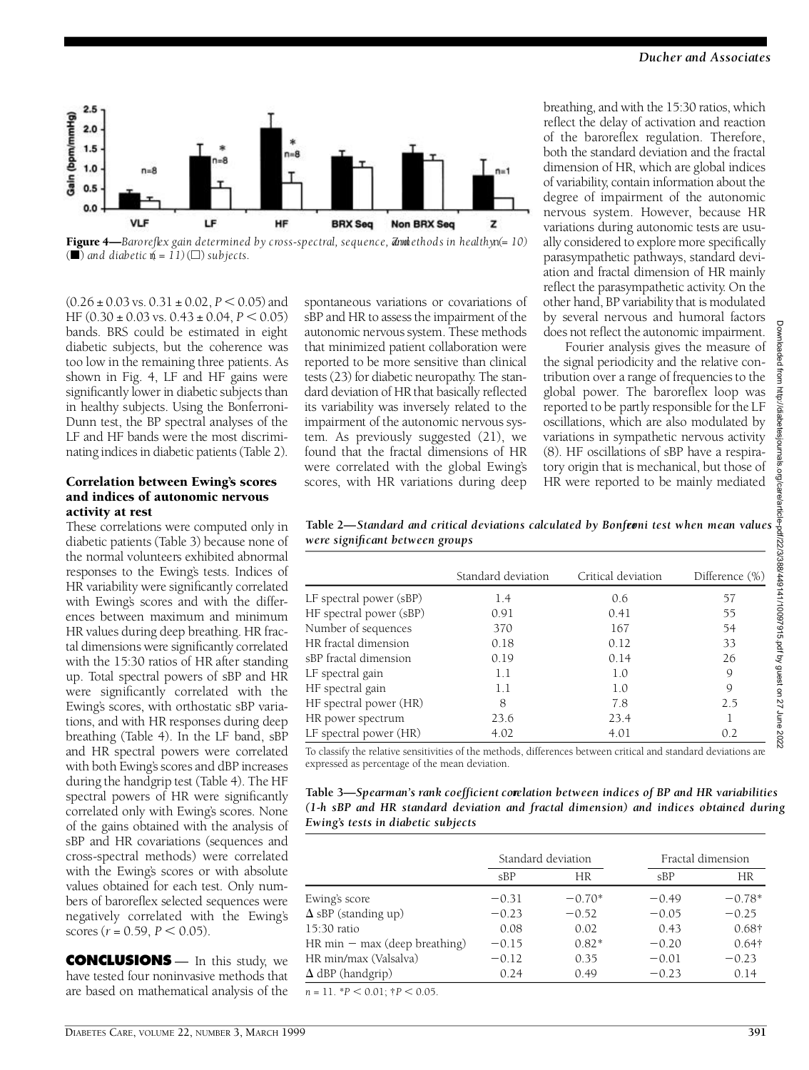Figure 4—*Baroreflex gain determined by cross-spectral, sequence, and Z methods in healthy (n = 10) (■) and diabetic (n = 11) (□) subjects.*

(0.26 ± 0.03 vs. 0.31 ± 0.02, $P < 0.05$) and HF (0.30 ± 0.03 vs. 0.43 ± 0.04, $P < 0.05$) bands. BRS could be estimated in eight diabetic subjects, but the coherence was too low in the remaining three patients. As shown in Fig. 4, LF and HF gains were significantly lower in diabetic subjects than in healthy subjects. Using the Bonferroni-Dunn test, the BP spectral analyses of the LF and HF bands were the most discriminating indices in diabetic patients (Table 2).

### Correlation between Ewing's scores and indices of autonomic nervous activity at rest

These correlations were computed only in diabetic patients (Table 3) because none of the normal volunteers exhibited abnormal responses to the Ewing's tests. Indices of HR variability were significantly correlated with Ewing's scores and with the differences between maximum and minimum HR values during deep breathing. HR fractal dimensions were significantly correlated with the 15:30 ratios of HR after standing up. Total spectral powers of sBP and HR were significantly correlated with the Ewing's scores, with orthostatic sBP variations, and with HR responses during deep breathing (Table 4). In the LF band, sBP and HR spectral powers were correlated with both Ewing's scores and dBP increases during the handgrip test (Table 4). The HF spectral powers of HR were significantly correlated only with Ewing's scores. None of the gains obtained with the analysis of sBP and HR covariations (sequences and cross-spectral methods) were correlated with the Ewing's scores or with absolute values obtained for each test. Only numbers of baroreflex selected sequences were negatively correlated with the Ewing's scores ($r = 0.59$, $P < 0.05$).

**CONCLUSIONS** — In this study, we have tested four noninvasive methods that are based on mathematical analysis of the spontaneous variations or covariations of sBP and HR to assess the impairment of the autonomic nervous system. These methods that minimized patient collaboration were reported to be more sensitive than clinical tests (23) for diabetic neuropathy. The standard deviation of HR that basically reflected its variability was inversely related to the impairment of the autonomic nervous system. As previously suggested (21), we found that the fractal dimensions of HR were correlated with the global Ewing's scores, with HR variations during deep breathing, and with the 15:30 ratios, which reflect the delay of activation and reaction of the baroreflex regulation. Therefore, both the standard deviation and the fractal dimension of HR, which are global indices of variability, contain information about the degree of impairment of the autonomic nervous system. However, because HR variations during autonomic tests are usually considered to explore more specifically parasympathetic pathways, standard deviation and fractal dimension of HR mainly reflect the parasympathetic activity. On the other hand, BP variability that is modulated by several nervous and humoral factors does not reflect the autonomic impairment.

Fourier analysis gives the measure of the signal periodicity and the relative contribution over a range of frequencies to the global power. The baroreflex loop was reported to be partly responsible for the LF oscillations, which are also modulated by variations in sympathetic nervous activity (8). HF oscillations of sBP have a respiratory origin that is mechanical, but those of HR were reported to be mainly mediated

**Table 2—*Standard and critical deviations calculated by Bonferroni test when mean values were significant between groups***

| | Standard deviation | Critical deviation | Difference (%) |
|---|---|---|---|
| LF spectral power (sBP) | 1.4 | 0.6 | 57 |
| HF spectral power (sBP) | 0.91 | 0.41 | 55 |
| Number of sequences | 370 | 167 | 54 |
| HR fractal dimension | 0.18 | 0.12 | 33 |
| sBP fractal dimension | 0.19 | 0.14 | 26 |
| LF spectral gain | 1.1 | 1.0 | 9 |
| HF spectral gain | 1.1 | 1.0 | 9 |
| HF spectral power (HR) | 8 | 7.8 | 2.5 |
| HR power spectrum | 23.6 | 23.4 | 1 |
| LF spectral power (HR) | 4.02 | 4.01 | 0.2 |

To classify the relative sensitivities of the methods, differences between critical and standard deviations are expressed as percentage of the mean deviation.

**Table 3—*Spearman's rank coefficient correlation between indices of BP and HR variabilities (1-h sBP and HR standard deviation and fractal dimension) and indices obtained during Ewing's tests in diabetic subjects***

| | Standard deviation | | Fractal dimension | |
|---|---|---|---|---|
| | sBP | HR | sBP | HR |
| Ewing's score | −0.31 | −0.70* | −0.49 | −0.78* |
| Δ sBP (standing up) | −0.23 | −0.52 | −0.05 | −0.25 |
| 15:30 ratio | 0.08 | 0.02 | 0.43 | 0.68† |
| HR min − max (deep breathing) | −0.15 | 0.82* | −0.20 | 0.64† |
| HR min/max (Valsalva) | −0.12 | 0.35 | −0.01 | −0.23 |
| Δ dBP (handgrip) | 0.24 | 0.49 | −0.23 | 0.14 |

$n = 11$. \*$P < 0.01$; †$P < 0.05$.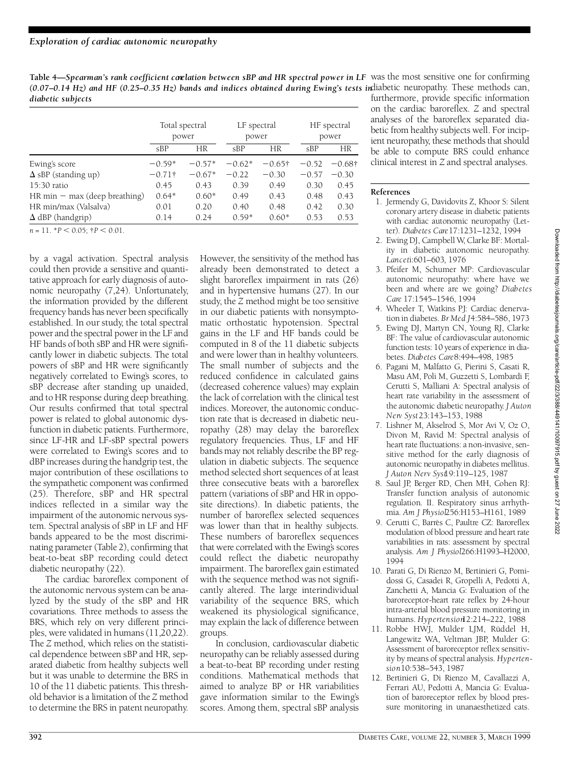**Table 4—Spearman's rank coefficient correlation between sBP and HR spectral power in LF (0.07–0.14 Hz) and HF (0.25–0.35 Hz) bands and indices obtained during Ewing's tests in diabetic subjects**

| | Total spectral power | | LF spectral power | | HF spectral power | |
|---|---|---|---|---|---|---|
| | sBP | HR | sBP | HR | sBP | HR |
| Ewing's score | −0.59* | −0.57* | −0.62* | −0.65† | −0.52 | −0.68† |
| Δ sBP (standing up) | −0.71† | −0.67* | −0.22 | −0.30 | −0.57 | −0.30 |
| 15:30 ratio | 0.45 | 0.43 | 0.39 | 0.49 | 0.30 | 0.45 |
| HR min − max (deep breathing) | 0.64* | 0.60* | 0.49 | 0.43 | 0.48 | 0.43 |
| HR min/max (Valsalva) | 0.01 | 0.20 | 0.40 | 0.48 | 0.42 | 0.30 |
| Δ dBP (handgrip) | 0.14 | 0.24 | 0.59* | 0.60* | 0.53 | 0.53 |

$n = 11$. $*P < 0.05$; $†P < 0.01$.

by a vagal activation. Spectral analysis could then provide a sensitive and quantitative approach for early diagnosis of autonomic neuropathy (7,24). Unfortunately, the information provided by the different frequency bands has never been specifically established. In our study, the total spectral power and the spectral power in the LF and HF bands of both sBP and HR were significantly lower in diabetic subjects. The total powers of sBP and HR were significantly negatively correlated to Ewing's scores, to sBP decrease after standing up unaided, and to HR response during deep breathing. Our results confirmed that total spectral power is related to global autonomic dysfunction in diabetic patients. Furthermore, since LF-HR and LF-sBP spectral powers were correlated to Ewing's scores and to dBP increases during the handgrip test, the major contribution of these oscillations to the sympathetic component was confirmed (25). Therefore, sBP and HR spectral indices reflected in a similar way the impairment of the autonomic nervous system. Spectral analysis of sBP in LF and HF bands appeared to be the most discriminating parameter (Table 2), confirming that beat-to-beat sBP recording could detect diabetic neuropathy (22).

The cardiac baroreflex component of the autonomic nervous system can be analyzed by the study of the sBP and HR covariations. Three methods to assess the BRS, which rely on very different principles, were validated in humans (11,20,22). The *Z* method, which relies on the statistical dependence between sBP and HR, separated diabetic from healthy subjects well but it was unable to determine the BRS in 10 of the 11 diabetic patients. This threshold behavior is a limitation of the *Z* method to determine the BRS in patent neuropathy. However, the sensitivity of the method has already been demonstrated to detect a slight baroreflex impairment in rats (26) and in hypertensive humans (27). In our study, the *Z* method might be too sensitive in our diabetic patients with nonsymptomatic orthostatic hypotension. Spectral gains in the LF and HF bands could be computed in 8 of the 11 diabetic subjects and were lower than in healthy volunteers. The small number of subjects and the reduced confidence in calculated gains (decreased coherence values) may explain the lack of correlation with the clinical test indices. Moreover, the autonomic conduction rate that is decreased in diabetic neuropathy (28) may delay the baroreflex regulatory frequencies. Thus, LF and HF bands may not reliably describe the BP regulation in diabetic subjects. The sequence method selected short sequences of at least three consecutive beats with a baroreflex pattern (variations of sBP and HR in opposite directions). In diabetic patients, the number of baroreflex selected sequences was lower than that in healthy subjects. These numbers of baroreflex sequences that were correlated with the Ewing's scores could reflect the diabetic neuropathy impairment. The baroreflex gain estimated with the sequence method was not significantly altered. The large interindividual variability of the sequence BRS, which weakened its physiological significance, may explain the lack of difference between groups.

In conclusion, cardiovascular diabetic neuropathy can be reliably assessed during a beat-to-beat BP recording under resting conditions. Mathematical methods that aimed to analyze BP or HR variabilities gave information similar to the Ewing's scores. Among them, spectral sBP analysis was the most sensitive one for confirming diabetic neuropathy. These methods can, furthermore, provide specific information on the cardiac baroreflex. *Z* and spectral analyses of the baroreflex separated diabetic from healthy subjects well. For incipient neuropathy, these methods that should be able to compute BRS could enhance clinical interest in *Z* and spectral analyses.

## References

1. Jermendy G, Davidovits Z, Khoor S: Silent coronary artery disease in diabetic patients with cardiac autonomic neuropathy (Letter). *Diabetes Care* 17:1231–1232, 1994
2. Ewing DJ, Campbell W, Clarke BF: Mortality in diabetic autonomic neuropathy. *Lancet* i:601–603, 1976
3. Pfeifer M, Schumer MP: Cardiovascular autonomic neuropathy: where have we been and where are we going? *Diabetes Care* 17:1545–1546, 1994
4. Wheeler T, Watkins PJ: Cardiac denervation in diabetes. *Br Med J* 4:584–586, 1973
5. Ewing DJ, Martyn CN, Young RJ, Clarke BF: The value of cardiovascular autonomic function tests: 10 years of experience in diabetes. *Diabetes Care* 8:494–498, 1985
6. Pagani M, Malfatto G, Pierini S, Casati R, Masu AM, Poli M, Guzzetti S, Lombardi F, Cerutti S, Malliani A: Spectral analysis of heart rate variability in the assessment of the autonomic diabetic neuropathy. *J Auton Nerv Syst* 23:143–153, 1988
7. Lishner M, Akselrod S, Mor Avi V, Oz O, Divon M, Ravid M: Spectral analysis of heart rate fluctuations: a non-invasive, sensitive method for the early diagnosis of autonomic neuropathy in diabetes mellitus. *J Auton Nerv Syst* 19:119–125, 1987
8. Saul JP, Berger RD, Chen MH, Cohen RJ: Transfer function analysis of autonomic regulation. II. Respiratory sinus arrhythmia. *Am J Physiol* 256:H153–H161, 1989
9. Cerutti C, Barrès C, Paultre CZ: Baroreflex modulation of blood pressure and heart rate variabilities in rats: assessment by spectral analysis. *Am J Physiol* 266:H1993–H2000, 1994
10. Parati G, Di Rienzo M, Bertinieri G, Pomidossi G, Casadei R, Gropelli A, Pedotti A, Zanchetti A, Mancia G: Evaluation of the baroreceptor-heart rate reflex by 24-hour intra-arterial blood pressure monitoring in humans. *Hypertension* 12:214–222, 1988
11. Robbe HWJ, Mulder LJM, Rüddel H, Langewitz WA, Veltman JBP, Mulder G: Assessment of baroreceptor reflex sensitivity by means of spectral analysis. *Hypertension* 10:538–543, 1987
12. Bertinieri G, Di Rienzo M, Cavallazzi A, Ferrari AU, Pedotti A, Mancia G: Evaluation of baroreceptor reflex by blood pressure monitoring in unanaesthetized cats.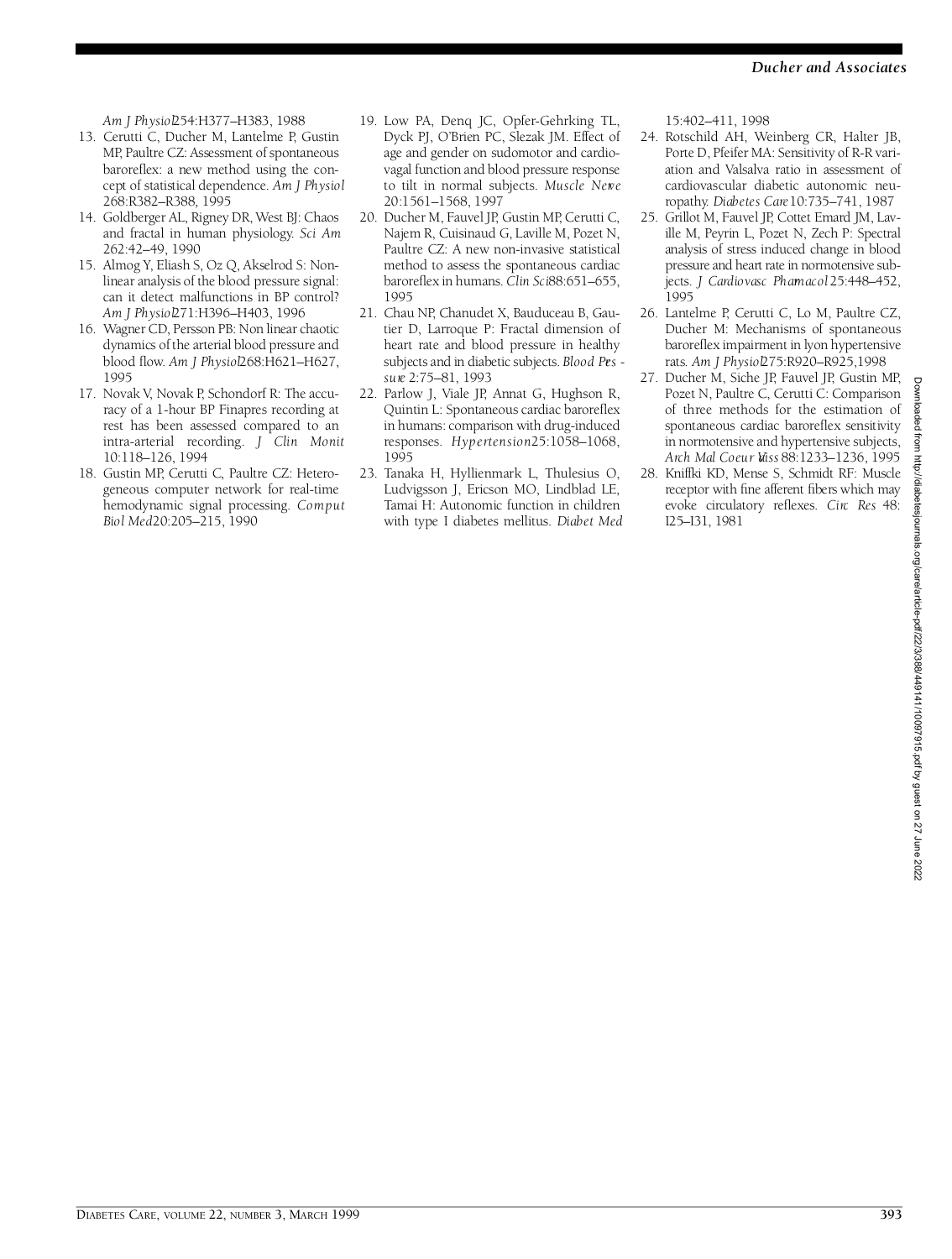*Am J Physiol* 254:H377–H383, 1988

13. Cerutti C, Ducher M, Lantelme P, Gustin MP, Paultre CZ: Assessment of spontaneous baroreflex: a new method using the concept of statistical dependence. *Am J Physiol* 268:R382–R388, 1995
14. Goldberger AL, Rigney DR, West BJ: Chaos and fractal in human physiology. *Sci Am* 262:42–49, 1990
15. Almog Y, Eliash S, Oz Q, Akselrod S: Nonlinear analysis of the blood pressure signal: can it detect malfunctions in BP control? *Am J Physiol* 271:H396–H403, 1996
16. Wagner CD, Persson PB: Non linear chaotic dynamics of the arterial blood pressure and blood flow. *Am J Physiol* 268:H621–H627, 1995
17. Novak V, Novak P, Schondorf R: The accuracy of a 1-hour BP Finapres recording at rest has been assessed compared to an intra-arterial recording. *J Clin Monit* 10:118–126, 1994
18. Gustin MP, Cerutti C, Paultre CZ: Heterogeneous computer network for real-time hemodynamic signal processing. *Comput Biol Med* 20:205–215, 1990
19. Low PA, Denq JC, Opfer-Gehrking TL, Dyck PJ, O'Brien PC, Slezak JM. Effect of age and gender on sudomotor and cardiovagal function and blood pressure response to tilt in normal subjects. *Muscle Nerve* 20:1561–1568, 1997
20. Ducher M, Fauvel JP, Gustin MP, Cerutti C, Najem R, Cuisinaud G, Laville M, Pozet N, Paultre CZ: A new non-invasive statistical method to assess the spontaneous cardiac baroreflex in humans. *Clin Sci* 88:651–655, 1995
21. Chau NP, Chanudet X, Bauduceau B, Gautier D, Larroque P: Fractal dimension of heart rate and blood pressure in healthy subjects and in diabetic subjects. *Blood Pressure* 2:75–81, 1993
22. Parlow J, Viale JP, Annat G, Hughson R, Quintin L: Spontaneous cardiac baroreflex in humans: comparison with drug-induced responses. *Hypertension* 25:1058–1068, 1995
23. Tanaka H, Hyllienmark L, Thulesius O, Ludvigsson J, Ericson MO, Lindblad LE, Tamai H: Autonomic function in children with type I diabetes mellitus. *Diabet Med* 15:402–411, 1998
24. Rotschild AH, Weinberg CR, Halter JB, Porte D, Pfeifer MA: Sensitivity of R-R variation and Valsalva ratio in assessment of cardiovascular diabetic autonomic neuropathy. *Diabetes Care* 10:735–741, 1987
25. Grillot M, Fauvel JP, Cottet Emard JM, Laville M, Peyrin L, Pozet N, Zech P: Spectral analysis of stress induced change in blood pressure and heart rate in normotensive subjects. *J Cardiovasc Pharmacol* 25:448–452, 1995
26. Lantelme P, Cerutti C, Lo M, Paultre CZ, Ducher M: Mechanisms of spontaneous baroreflex impairment in lyon hypertensive rats. *Am J Physiol* 275:R920–R925,1998
27. Ducher M, Siche JP, Fauvel JP, Gustin MP, Pozet N, Paultre C, Cerutti C: Comparison of three methods for the estimation of spontaneous cardiac baroreflex sensitivity in normotensive and hypertensive subjects, *Arch Mal Coeur Vaiss* 88:1233–1236, 1995
28. Kniffki KD, Mense S, Schmidt RF: Muscle receptor with fine afferent fibers which may evoke circulatory reflexes. *Circ Res* 48: I25–I31, 1981